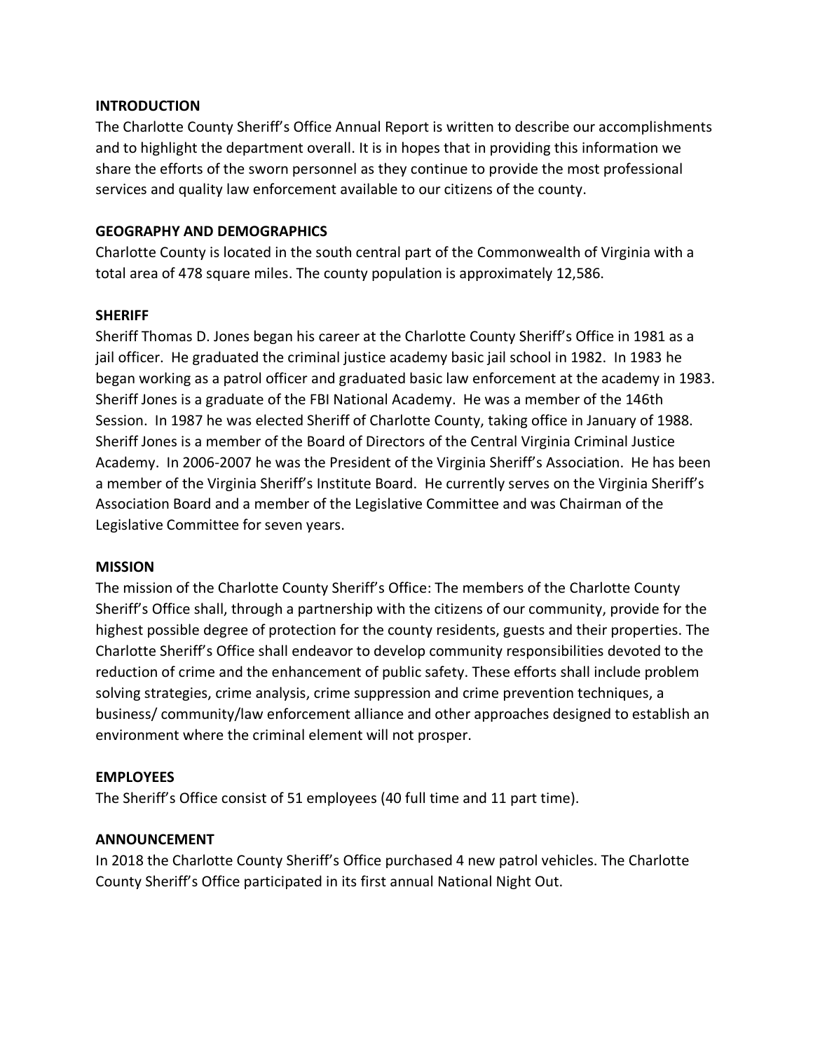**INTRODUCTION**

The Charlotte County Sheriff's Office Annual Report is written to describe our accomplishments and to highlight the department overall. It is in hopes that in providing this information we share the efforts of the sworn personnel as they continue to provide the most professional services and quality law enforcement available to our citizens of the county.

**GEOGRAPHY AND DEMOGRAPHICS**

Charlotte County is located in the south central part of the Commonwealth of Virginia with a total area of 478 square miles. The county population is approximately 12,586.

**SHERIFF**

Sheriff Thomas D. Jones began his career at the Charlotte County Sheriff's Office in 1981 as a jail officer. He graduated the criminal justice academy basic jail school in 1982. In 1983 he began working as a patrol officer and graduated basic law enforcement at the academy in 1983. Sheriff Jones is a graduate of the FBI National Academy. He was a member of the 146th Session. In 1987 he was elected Sheriff of Charlotte County, taking office in January of 1988. Sheriff Jones is a member of the Board of Directors of the Central Virginia Criminal Justice Academy. In 2006-2007 he was the President of the Virginia Sheriff's Association. He has been a member of the Virginia Sheriff's Institute Board. He currently serves on the Virginia Sheriff's Association Board and a member of the Legislative Committee and was Chairman of the Legislative Committee for seven years.

**MISSION**

The mission of the Charlotte County Sheriff's Office: The members of the Charlotte County Sheriff's Office shall, through a partnership with the citizens of our community, provide for the highest possible degree of protection for the county residents, guests and their properties. The Charlotte Sheriff's Office shall endeavor to develop community responsibilities devoted to the reduction of crime and the enhancement of public safety. These efforts shall include problem solving strategies, crime analysis, crime suppression and crime prevention techniques, a business/ community/law enforcement alliance and other approaches designed to establish an environment where the criminal element will not prosper.

**EMPLOYEES**

The Sheriff's Office consist of 51 employees (40 full time and 11 part time).

**ANNOUNCEMENT**

In 2018 the Charlotte County Sheriff's Office purchased 4 new patrol vehicles. The Charlotte County Sheriff's Office participated in its first annual National Night Out.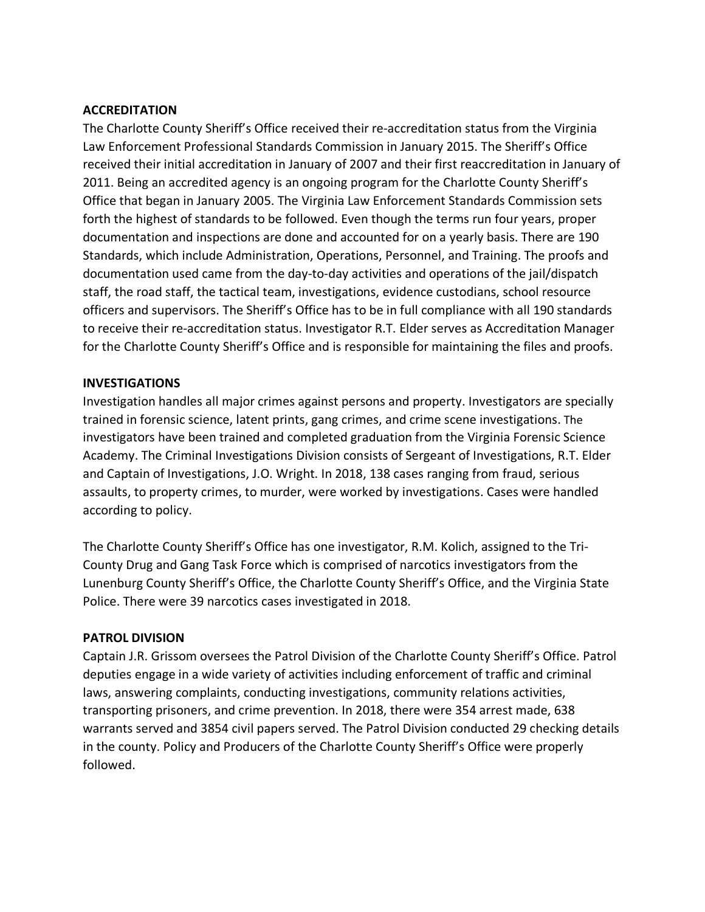**ACCREDITATION**

The Charlotte County Sheriff's Office received their re-accreditation status from the Virginia Law Enforcement Professional Standards Commission in January 2015. The Sheriff's Office received their initial accreditation in January of 2007 and their first reaccreditation in January of 2011. Being an accredited agency is an ongoing program for the Charlotte County Sheriff's Office that began in January 2005. The Virginia Law Enforcement Standards Commission sets forth the highest of standards to be followed. Even though the terms run four years, proper documentation and inspections are done and accounted for on a yearly basis. There are 190 Standards, which include Administration, Operations, Personnel, and Training. The proofs and documentation used came from the day-to-day activities and operations of the jail/dispatch staff, the road staff, the tactical team, investigations, evidence custodians, school resource officers and supervisors. The Sheriff's Office has to be in full compliance with all 190 standards to receive their re-accreditation status. Investigator R.T. Elder serves as Accreditation Manager for the Charlotte County Sheriff's Office and is responsible for maintaining the files and proofs.

**INVESTIGATIONS**

Investigation handles all major crimes against persons and property. Investigators are specially trained in forensic science, latent prints, gang crimes, and crime scene investigations. The investigators have been trained and completed graduation from the Virginia Forensic Science Academy. The Criminal Investigations Division consists of Sergeant of Investigations, R.T. Elder and Captain of Investigations, J.O. Wright. In 2018, 138 cases ranging from fraud, serious assaults, to property crimes, to murder, were worked by investigations. Cases were handled according to policy.

The Charlotte County Sheriff's Office has one investigator, R.M. Kolich, assigned to the Tri-County Drug and Gang Task Force which is comprised of narcotics investigators from the Lunenburg County Sheriff's Office, the Charlotte County Sheriff's Office, and the Virginia State Police. There were 39 narcotics cases investigated in 2018.

**PATROL DIVISION**

Captain J.R. Grissom oversees the Patrol Division of the Charlotte County Sheriff's Office. Patrol deputies engage in a wide variety of activities including enforcement of traffic and criminal laws, answering complaints, conducting investigations, community relations activities, transporting prisoners, and crime prevention. In 2018, there were 354 arrest made, 638 warrants served and 3854 civil papers served. The Patrol Division conducted 29 checking details in the county. Policy and Producers of the Charlotte County Sheriff's Office were properly followed.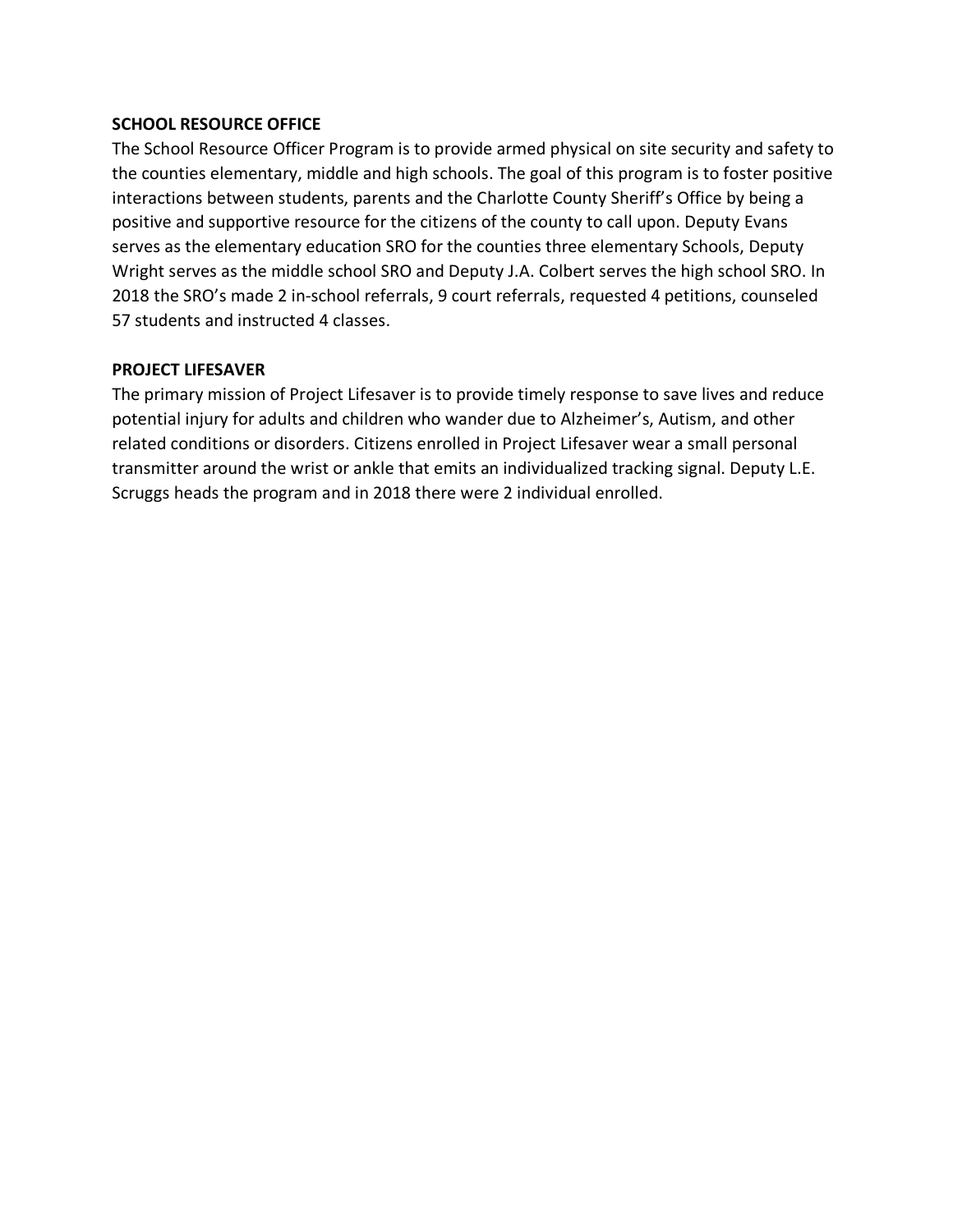**SCHOOL RESOURCE OFFICE**

The School Resource Officer Program is to provide armed physical on site security and safety to the counties elementary, middle and high schools. The goal of this program is to foster positive interactions between students, parents and the Charlotte County Sheriff's Office by being a positive and supportive resource for the citizens of the county to call upon. Deputy Evans serves as the elementary education SRO for the counties three elementary Schools, Deputy Wright serves as the middle school SRO and Deputy J.A. Colbert serves the high school SRO. In 2018 the SRO's made 2 in-school referrals, 9 court referrals, requested 4 petitions, counseled 57 students and instructed 4 classes.

**PROJECT LIFESAVER**

The primary mission of Project Lifesaver is to provide timely response to save lives and reduce potential injury for adults and children who wander due to Alzheimer's, Autism, and other related conditions or disorders. Citizens enrolled in Project Lifesaver wear a small personal transmitter around the wrist or ankle that emits an individualized tracking signal. Deputy L.E. Scruggs heads the program and in 2018 there were 2 individual enrolled.